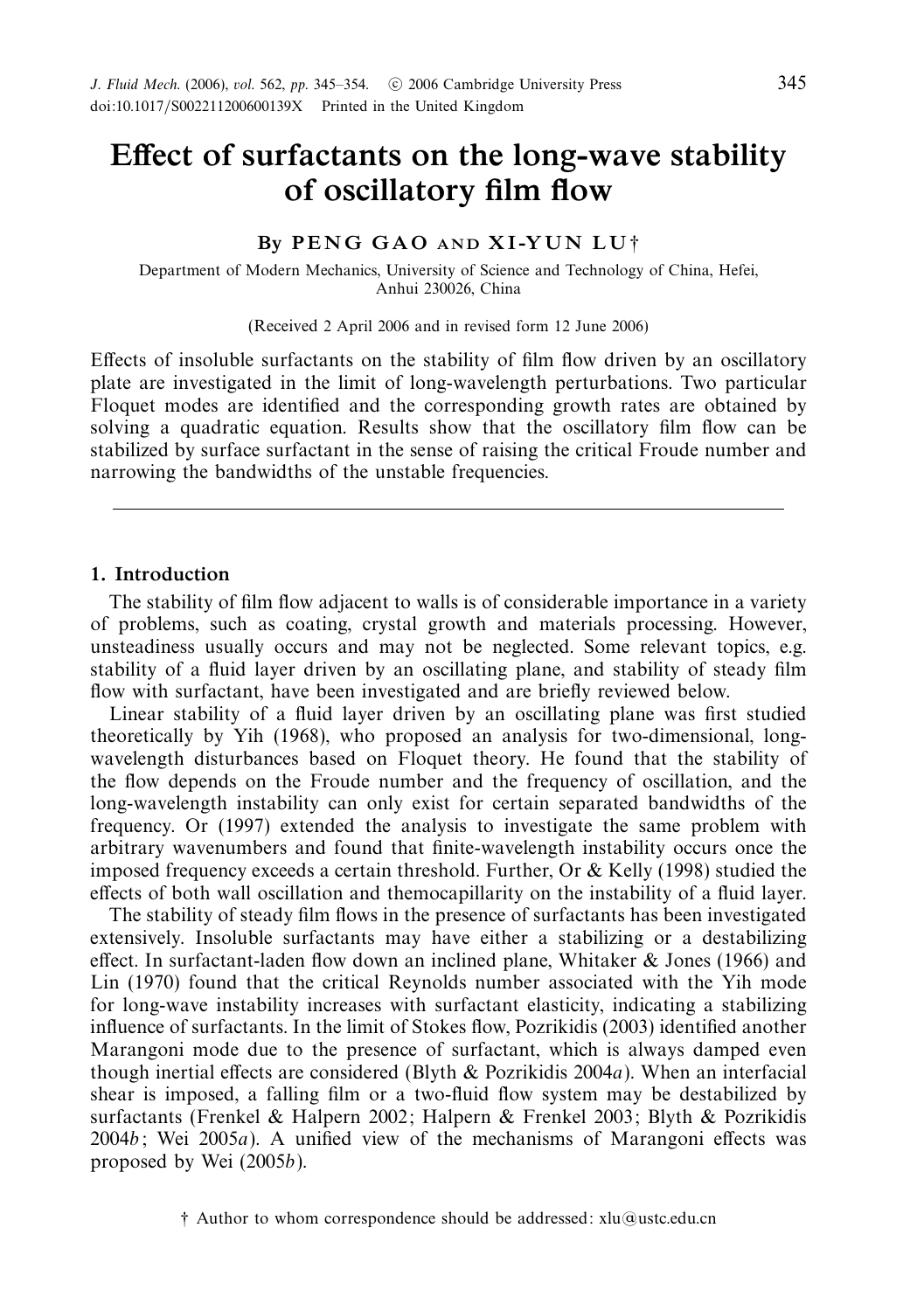# Effect of surfactants on the long-wave stability of oscillatory film flow

By **PENG GAO** and **XI-YUN LU**†

Department of Modern Mechanics, University of Science and Technology of China, Hefei, Anhui 230026, China

(Received 2 April 2006 and in revised form 12 June 2006)

Effects of insoluble surfactants on the stability of film flow driven by an oscillatory plate are investigated in the limit of long-wavelength perturbations. Two particular Floquet modes are identified and the corresponding growth rates are obtained by solving a quadratic equation. Results show that the oscillatory film flow can be stabilized by surface surfactant in the sense of raising the critical Froude number and narrowing the bandwidths of the unstable frequencies.

---

## 1. Introduction

The stability of film flow adjacent to walls is of considerable importance in a variety of problems, such as coating, crystal growth and materials processing. However, unsteadiness usually occurs and may not be neglected. Some relevant topics, e.g. stability of a fluid layer driven by an oscillating plane, and stability of steady film flow with surfactant, have been investigated and are briefly reviewed below.

Linear stability of a fluid layer driven by an oscillating plane was first studied theoretically by Yih (1968), who proposed an analysis for two-dimensional, long-wavelength disturbances based on Floquet theory. He found that the stability of the flow depends on the Froude number and the frequency of oscillation, and the long-wavelength instability can only exist for certain separated bandwidths of the frequency. Or (1997) extended the analysis to investigate the same problem with arbitrary wavenumbers and found that finite-wavelength instability occurs once the imposed frequency exceeds a certain threshold. Further, Or & Kelly (1998) studied the effects of both wall oscillation and themocapillarity on the instability of a fluid layer.

The stability of steady film flows in the presence of surfactants has been investigated extensively. Insoluble surfactants may have either a stabilizing or a destabilizing effect. In surfactant-laden flow down an inclined plane, Whitaker & Jones (1966) and Lin (1970) found that the critical Reynolds number associated with the Yih mode for long-wave instability increases with surfactant elasticity, indicating a stabilizing influence of surfactants. In the limit of Stokes flow, Pozrikidis (2003) identified another Marangoni mode due to the presence of surfactant, which is always damped even though inertial effects are considered (Blyth & Pozrikidis 2004*a*). When an interfacial shear is imposed, a falling film or a two-fluid flow system may be destabilized by surfactants (Frenkel & Halpern 2002; Halpern & Frenkel 2003; Blyth & Pozrikidis 2004*b*; Wei 2005*a*). A unified view of the mechanisms of Marangoni effects was proposed by Wei (2005*b*).

† Author to whom correspondence should be addressed: xlu@ustc.edu.cn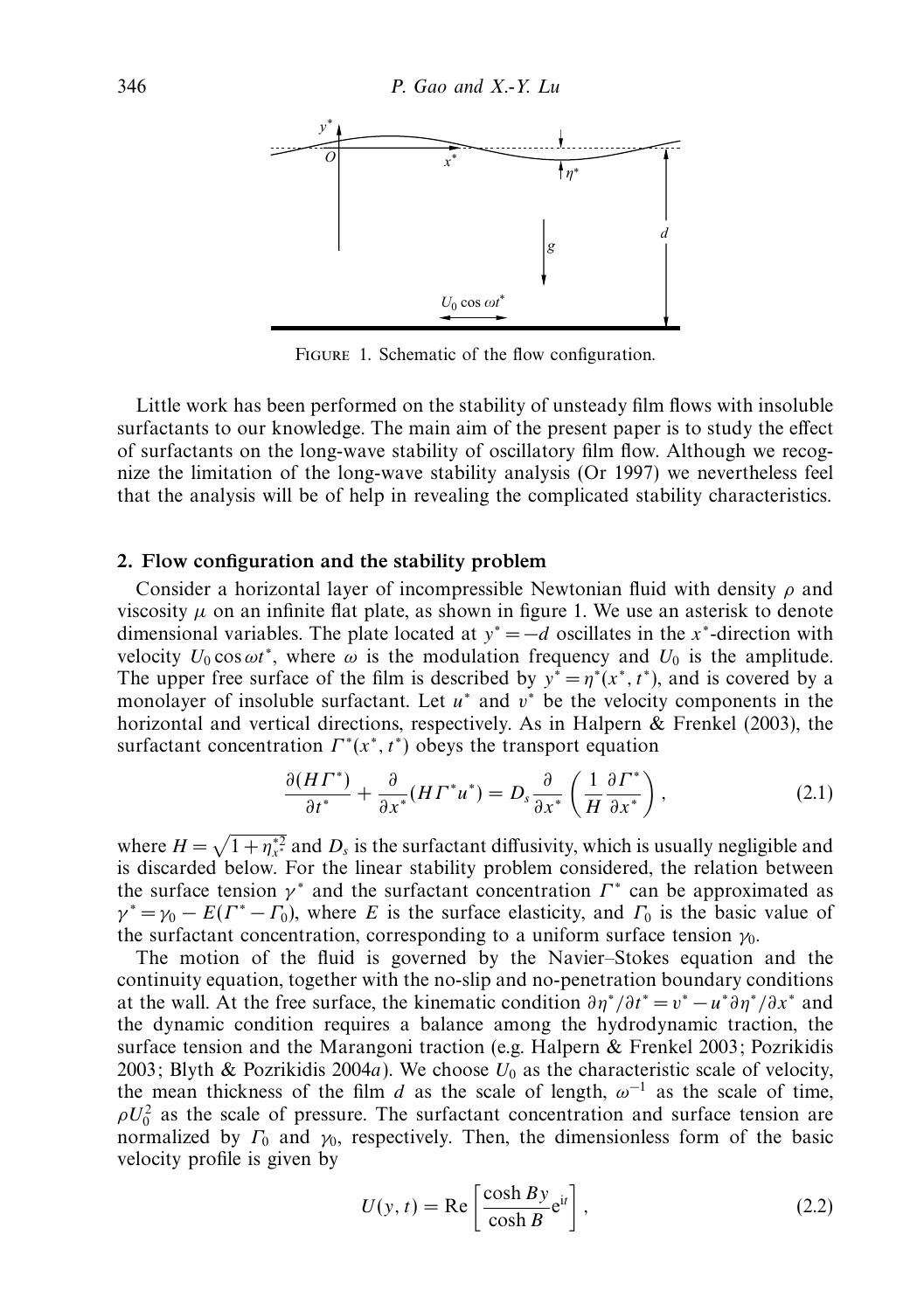FIGURE 1. Schematic of the flow configuration.

Little work has been performed on the stability of unsteady film flows with insoluble surfactants to our knowledge. The main aim of the present paper is to study the effect of surfactants on the long-wave stability of oscillatory film flow. Although we recognize the limitation of the long-wave stability analysis (Or 1997) we nevertheless feel that the analysis will be of help in revealing the complicated stability characteristics.

## 2. Flow configuration and the stability problem

Consider a horizontal layer of incompressible Newtonian fluid with density $\rho$ and viscosity $\mu$ on an infinite flat plate, as shown in figure 1. We use an asterisk to denote dimensional variables. The plate located at $y^* = -d$ oscillates in the $x^*$-direction with velocity $U_0 \cos \omega t^*$, where $\omega$ is the modulation frequency and $U_0$ is the amplitude. The upper free surface of the film is described by $y^* = \eta^*(x^*, t^*)$, and is covered by a monolayer of insoluble surfactant. Let $u^*$ and $v^*$ be the velocity components in the horizontal and vertical directions, respectively. As in Halpern & Frenkel (2003), the surfactant concentration $\Gamma^*(x^*, t^*)$ obeys the transport equation

$$\frac{\partial (H\Gamma^*)}{\partial t^*} + \frac{\partial}{\partial x^*}(H\Gamma^* u^*) = D_s \frac{\partial}{\partial x^*}\left(\frac{1}{H}\frac{\partial \Gamma^*}{\partial x^*}\right), \tag{2.1}$$

where $H = \sqrt{1 + \eta_{x^*}^{*2}}$ and $D_s$ is the surfactant diffusivity, which is usually negligible and is discarded below. For the linear stability problem considered, the relation between the surface tension $\gamma^*$ and the surfactant concentration $\Gamma^*$ can be approximated as $\gamma^* = \gamma_0 - E(\Gamma^* - \Gamma_0)$, where $E$ is the surface elasticity, and $\Gamma_0$ is the basic value of the surfactant concentration, corresponding to a uniform surface tension $\gamma_0$.

The motion of the fluid is governed by the Navier–Stokes equation and the continuity equation, together with the no-slip and no-penetration boundary conditions at the wall. At the free surface, the kinematic condition $\partial \eta^*/\partial t^* = v^* - u^* \partial \eta^*/\partial x^*$ and the dynamic condition requires a balance among the hydrodynamic traction, the surface tension and the Marangoni traction (e.g. Halpern & Frenkel 2003; Pozrikidis 2003; Blyth & Pozrikidis 2004*a*). We choose $U_0$ as the characteristic scale of velocity, the mean thickness of the film $d$ as the scale of length, $\omega^{-1}$ as the scale of time, $\rho U_0^2$ as the scale of pressure. The surfactant concentration and surface tension are normalized by $\Gamma_0$ and $\gamma_0$, respectively. Then, the dimensionless form of the basic velocity profile is given by

$$U(y, t) = \mathrm{Re}\left[\frac{\cosh By}{\cosh B} \mathrm{e}^{\mathrm{i}t}\right], \tag{2.2}$$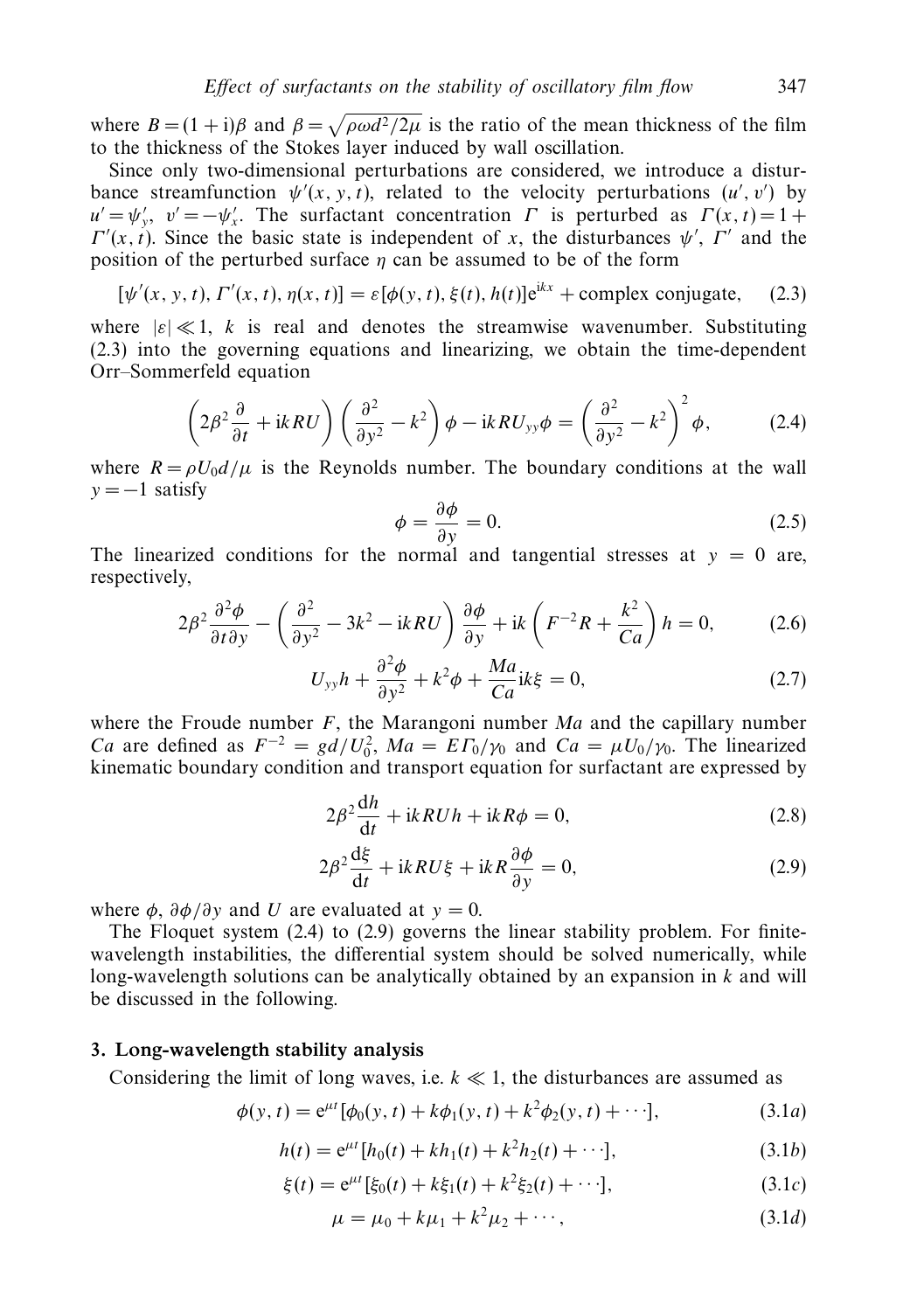where $B = (1 + \mathrm{i})\beta$ and $\beta = \sqrt{\rho\omega d^2/2\mu}$ is the ratio of the mean thickness of the film to the thickness of the Stokes layer induced by wall oscillation.

Since only two-dimensional perturbations are considered, we introduce a disturbance streamfunction $\psi'(x, y, t)$, related to the velocity perturbations $(u', v')$ by $u' = \psi'_y$, $v' = -\psi'_x$. The surfactant concentration $\Gamma$ is perturbed as $\Gamma(x, t) = 1 + \Gamma'(x, t)$. Since the basic state is independent of $x$, the disturbances $\psi'$, $\Gamma'$ and the position of the perturbed surface $\eta$ can be assumed to be of the form

$$[\psi'(x, y, t), \Gamma'(x, t), \eta(x, t)] = \varepsilon[\phi(y, t), \xi(t), h(t)]\mathrm{e}^{\mathrm{i}kx} + \text{complex conjugate}, \tag{2.3}$$

where $|\varepsilon| \ll 1$, $k$ is real and denotes the streamwise wavenumber. Substituting (2.3) into the governing equations and linearizing, we obtain the time-dependent Orr–Sommerfeld equation

$$\left(2\beta^2\frac{\partial}{\partial t} + \mathrm{i}kRU\right)\left(\frac{\partial^2}{\partial y^2} - k^2\right)\phi - \mathrm{i}kRU_{yy}\phi = \left(\frac{\partial^2}{\partial y^2} - k^2\right)^2\phi, \tag{2.4}$$

where $R = \rho U_0 d/\mu$ is the Reynolds number. The boundary conditions at the wall $y = -1$ satisfy

$$\phi = \frac{\partial \phi}{\partial y} = 0. \tag{2.5}$$

The linearized conditions for the normal and tangential stresses at $y = 0$ are, respectively,

$$2\beta^2\frac{\partial^2\phi}{\partial t\partial y} - \left(\frac{\partial^2}{\partial y^2} - 3k^2 - \mathrm{i}kRU\right)\frac{\partial\phi}{\partial y} + \mathrm{i}k\left(F^{-2}R + \frac{k^2}{Ca}\right)h = 0, \tag{2.6}$$

$$U_{yy}h + \frac{\partial^2\phi}{\partial y^2} + k^2\phi + \frac{Ma}{Ca}\mathrm{i}k\xi = 0, \tag{2.7}$$

where the Froude number $F$, the Marangoni number $Ma$ and the capillary number $Ca$ are defined as $F^{-2} = gd/U_0^2$, $Ma = E\Gamma_0/\gamma_0$ and $Ca = \mu U_0/\gamma_0$. The linearized kinematic boundary condition and transport equation for surfactant are expressed by

$$2\beta^2\frac{\mathrm{d}h}{\mathrm{d}t} + \mathrm{i}kRUh + \mathrm{i}kR\phi = 0, \tag{2.8}$$

$$2\beta^2\frac{\mathrm{d}\xi}{\mathrm{d}t} + \mathrm{i}kRU\xi + \mathrm{i}kR\frac{\partial\phi}{\partial y} = 0, \tag{2.9}$$

where $\phi$, $\partial\phi/\partial y$ and $U$ are evaluated at $y = 0$.

The Floquet system (2.4) to (2.9) governs the linear stability problem. For finite-wavelength instabilities, the differential system should be solved numerically, while long-wavelength solutions can be analytically obtained by an expansion in $k$ and will be discussed in the following.

## 3. Long-wavelength stability analysis

Considering the limit of long waves, i.e. $k \ll 1$, the disturbances are assumed as

$$\phi(y, t) = \mathrm{e}^{\mu t}[\phi_0(y, t) + k\phi_1(y, t) + k^2\phi_2(y, t) + \cdots], \tag{3.1a}$$

$$h(t) = \mathrm{e}^{\mu t}[h_0(t) + kh_1(t) + k^2h_2(t) + \cdots], \tag{3.1b}$$

$$\xi(t) = \mathrm{e}^{\mu t}[\xi_0(t) + k\xi_1(t) + k^2\xi_2(t) + \cdots], \tag{3.1c}$$

$$\mu = \mu_0 + k\mu_1 + k^2\mu_2 + \cdots, \tag{3.1d}$$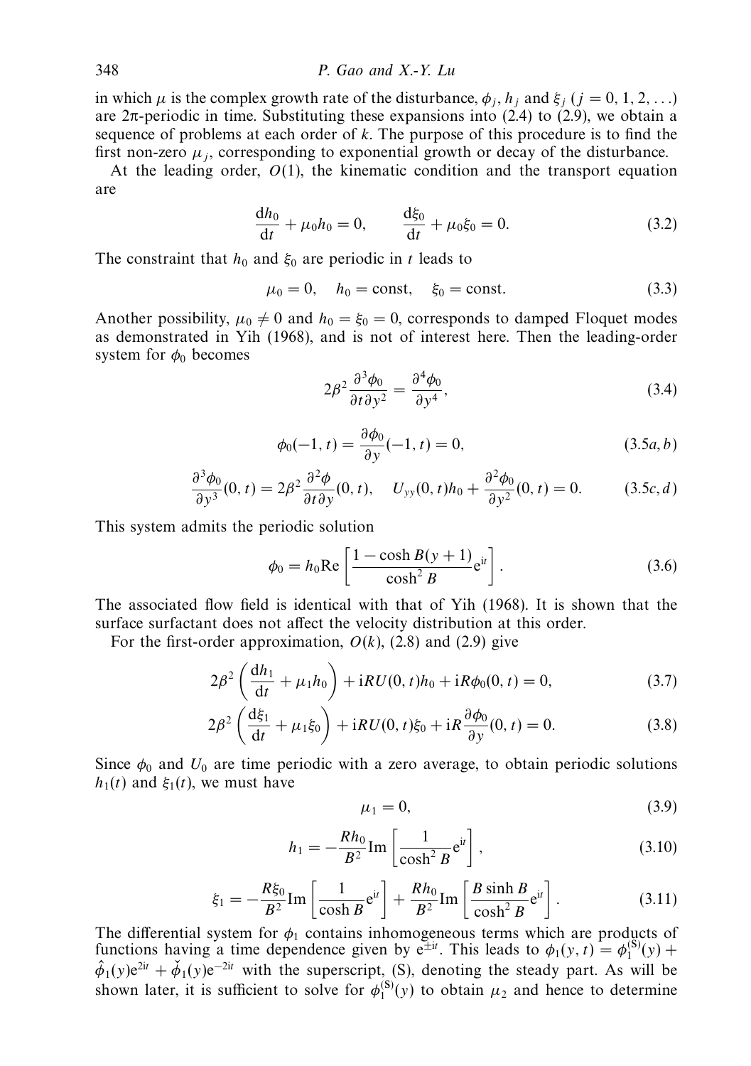in which $\mu$ is the complex growth rate of the disturbance, $\phi_j$, $h_j$ and $\xi_j$ $(j = 0, 1, 2, \ldots)$ are $2\pi$-periodic in time. Substituting these expansions into (2.4) to (2.9), we obtain a sequence of problems at each order of $k$. The purpose of this procedure is to find the first non-zero $\mu_j$, corresponding to exponential growth or decay of the disturbance.

At the leading order, $O(1)$, the kinematic condition and the transport equation are

$$\frac{\mathrm{d}h_0}{\mathrm{d}t} + \mu_0 h_0 = 0, \qquad \frac{\mathrm{d}\xi_0}{\mathrm{d}t} + \mu_0 \xi_0 = 0. \tag{3.2}$$

The constraint that $h_0$ and $\xi_0$ are periodic in $t$ leads to

$$\mu_0 = 0, \quad h_0 = \text{const}, \quad \xi_0 = \text{const}. \tag{3.3}$$

Another possibility, $\mu_0 \neq 0$ and $h_0 = \xi_0 = 0$, corresponds to damped Floquet modes as demonstrated in Yih (1968), and is not of interest here. Then the leading-order system for $\phi_0$ becomes

$$2\beta^2 \frac{\partial^3 \phi_0}{\partial t \partial y^2} = \frac{\partial^4 \phi_0}{\partial y^4}, \tag{3.4}$$

$$\phi_0(-1, t) = \frac{\partial \phi_0}{\partial y}(-1, t) = 0, \tag{3.5a, b}$$

$$\frac{\partial^3 \phi_0}{\partial y^3}(0, t) = 2\beta^2 \frac{\partial^2 \phi}{\partial t \partial y}(0, t), \quad U_{yy}(0, t) h_0 + \frac{\partial^2 \phi_0}{\partial y^2}(0, t) = 0. \tag{3.5c, d}$$

This system admits the periodic solution

$$\phi_0 = h_0 \mathrm{Re}\left[\frac{1 - \cosh B(y+1)}{\cosh^2 B} \mathrm{e}^{\mathrm{i}t}\right]. \tag{3.6}$$

The associated flow field is identical with that of Yih (1968). It is shown that the surface surfactant does not affect the velocity distribution at this order.

For the first-order approximation, $O(k)$, (2.8) and (2.9) give

$$2\beta^2 \left(\frac{\mathrm{d}h_1}{\mathrm{d}t} + \mu_1 h_0\right) + \mathrm{i}RU(0, t) h_0 + \mathrm{i}R\phi_0(0, t) = 0, \tag{3.7}$$

$$2\beta^2 \left(\frac{\mathrm{d}\xi_1}{\mathrm{d}t} + \mu_1 \xi_0\right) + \mathrm{i}RU(0, t) \xi_0 + \mathrm{i}R \frac{\partial \phi_0}{\partial y}(0, t) = 0. \tag{3.8}$$

Since $\phi_0$ and $U_0$ are time periodic with a zero average, to obtain periodic solutions $h_1(t)$ and $\xi_1(t)$, we must have

$$\mu_1 = 0, \tag{3.9}$$

$$h_1 = -\frac{R h_0}{B^2} \mathrm{Im}\left[\frac{1}{\cosh^2 B} \mathrm{e}^{\mathrm{i}t}\right], \tag{3.10}$$

$$\xi_1 = -\frac{R \xi_0}{B^2} \mathrm{Im}\left[\frac{1}{\cosh B} \mathrm{e}^{\mathrm{i}t}\right] + \frac{R h_0}{B^2} \mathrm{Im}\left[\frac{B \sinh B}{\cosh^2 B} \mathrm{e}^{\mathrm{i}t}\right]. \tag{3.11}$$

The differential system for $\phi_1$ contains inhomogeneous terms which are products of functions having a time dependence given by $\mathrm{e}^{\pm \mathrm{i}t}$. This leads to $\phi_1(y, t) = \phi_1^{(S)}(y) + \hat{\phi}_1(y) \mathrm{e}^{2\mathrm{i}t} + \check{\phi}_1(y) \mathrm{e}^{-2\mathrm{i}t}$ with the superscript, (S), denoting the steady part. As will be shown later, it is sufficient to solve for $\phi_1^{(S)}(y)$ to obtain $\mu_2$ and hence to determine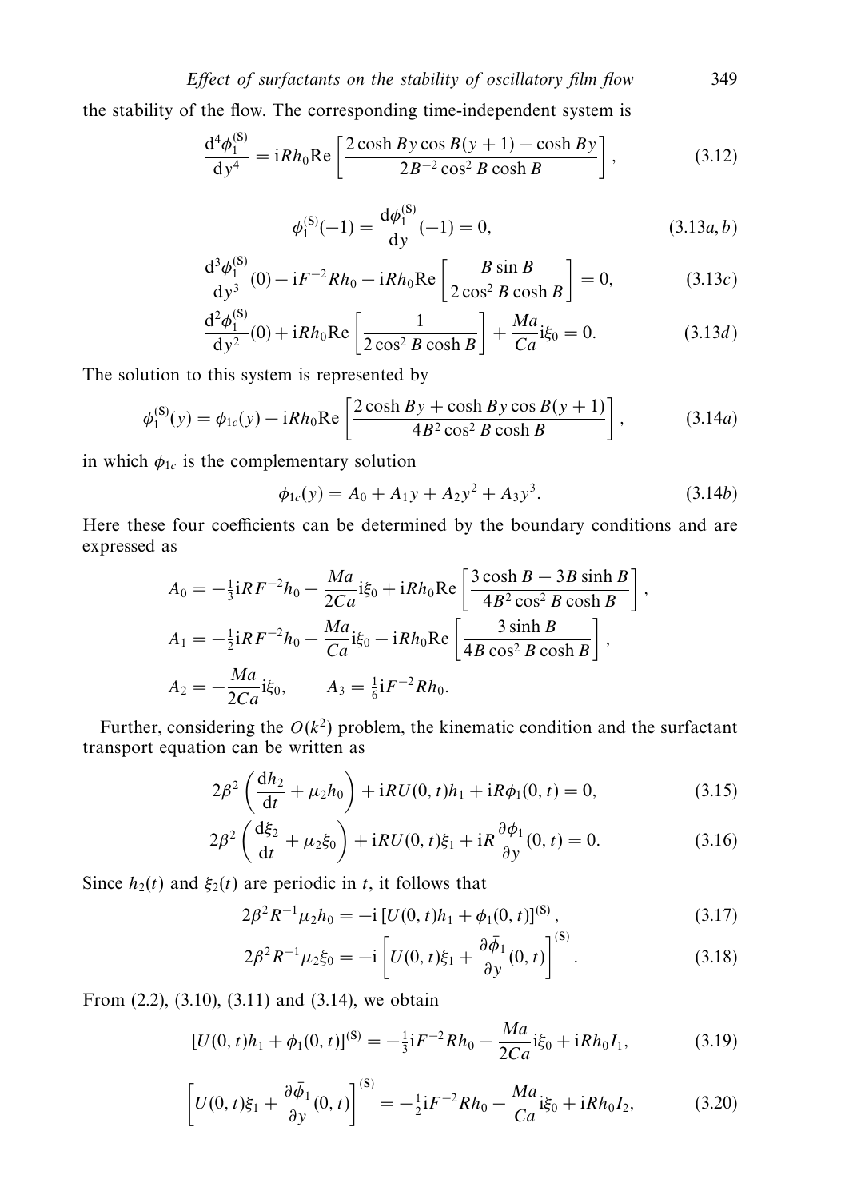the stability of the flow. The corresponding time-independent system is

$$\frac{\mathrm{d}^4\phi_1^{(\mathrm{S})}}{\mathrm{d}y^4} = \mathrm{i}Rh_0\mathrm{Re}\left[\frac{2\cosh By\cos B(y+1) - \cosh By}{2B^{-2}\cos^2 B\cosh B}\right], \tag{3.12}$$

$$\phi_1^{(\mathrm{S})}(-1) = \frac{\mathrm{d}\phi_1^{(\mathrm{S})}}{\mathrm{d}y}(-1) = 0, \tag{3.13a, b}$$

$$\frac{\mathrm{d}^3\phi_1^{(\mathrm{S})}}{\mathrm{d}y^3}(0) - \mathrm{i}F^{-2}Rh_0 - \mathrm{i}Rh_0\mathrm{Re}\left[\frac{B\sin B}{2\cos^2 B\cosh B}\right] = 0, \tag{3.13c}$$

$$\frac{\mathrm{d}^2\phi_1^{(\mathrm{S})}}{\mathrm{d}y^2}(0) + \mathrm{i}Rh_0\mathrm{Re}\left[\frac{1}{2\cos^2 B\cosh B}\right] + \frac{Ma}{Ca}\mathrm{i}\xi_0 = 0. \tag{3.13d}$$

The solution to this system is represented by

$$\phi_1^{(\mathrm{S})}(y) = \phi_{1c}(y) - \mathrm{i}Rh_0\mathrm{Re}\left[\frac{2\cosh By + \cosh By\cos B(y+1)}{4B^2\cos^2 B\cosh B}\right], \tag{3.14a}$$

in which $\phi_{1c}$ is the complementary solution

$$\phi_{1c}(y) = A_0 + A_1 y + A_2 y^2 + A_3 y^3. \tag{3.14b}$$

Here these four coefficients can be determined by the boundary conditions and are expressed as

$$A_0 = -\tfrac{1}{3}\mathrm{i}RF^{-2}h_0 - \frac{Ma}{2Ca}\mathrm{i}\xi_0 + \mathrm{i}Rh_0\mathrm{Re}\left[\frac{3\cosh B - 3B\sinh B}{4B^2\cos^2 B\cosh B}\right],$$

$$A_1 = -\tfrac{1}{2}\mathrm{i}RF^{-2}h_0 - \frac{Ma}{Ca}\mathrm{i}\xi_0 - \mathrm{i}Rh_0\mathrm{Re}\left[\frac{3\sinh B}{4B\cos^2 B\cosh B}\right],$$

$$A_2 = -\frac{Ma}{2Ca}\mathrm{i}\xi_0, \qquad A_3 = \tfrac{1}{6}\mathrm{i}F^{-2}Rh_0.$$

Further, considering the $O(k^2)$ problem, the kinematic condition and the surfactant transport equation can be written as

$$2\beta^2\left(\frac{\mathrm{d}h_2}{\mathrm{d}t} + \mu_2 h_0\right) + \mathrm{i}RU(0,t)h_1 + \mathrm{i}R\phi_1(0,t) = 0, \tag{3.15}$$

$$2\beta^2\left(\frac{\mathrm{d}\xi_2}{\mathrm{d}t} + \mu_2 \xi_0\right) + \mathrm{i}RU(0,t)\xi_1 + \mathrm{i}R\frac{\partial\phi_1}{\partial y}(0,t) = 0. \tag{3.16}$$

Since $h_2(t)$ and $\xi_2(t)$ are periodic in $t$, it follows that

$$2\beta^2 R^{-1}\mu_2 h_0 = -\mathrm{i}\left[U(0,t)h_1 + \phi_1(0,t)\right]^{(\mathrm{S})}, \tag{3.17}$$

$$2\beta^2 R^{-1}\mu_2 \xi_0 = -\mathrm{i}\left[U(0,t)\xi_1 + \frac{\partial\bar{\phi}_1}{\partial y}(0,t)\right]^{(\mathrm{S})}. \tag{3.18}$$

From (2.2), (3.10), (3.11) and (3.14), we obtain

$$\left[U(0,t)h_1 + \phi_1(0,t)\right]^{(\mathrm{S})} = -\tfrac{1}{3}\mathrm{i}F^{-2}Rh_0 - \frac{Ma}{2Ca}\mathrm{i}\xi_0 + \mathrm{i}Rh_0 I_1, \tag{3.19}$$

$$\left[U(0,t)\xi_1 + \frac{\partial\bar{\phi}_1}{\partial y}(0,t)\right]^{(\mathrm{S})} = -\tfrac{1}{2}\mathrm{i}F^{-2}Rh_0 - \frac{Ma}{Ca}\mathrm{i}\xi_0 + \mathrm{i}Rh_0 I_2, \tag{3.20}$$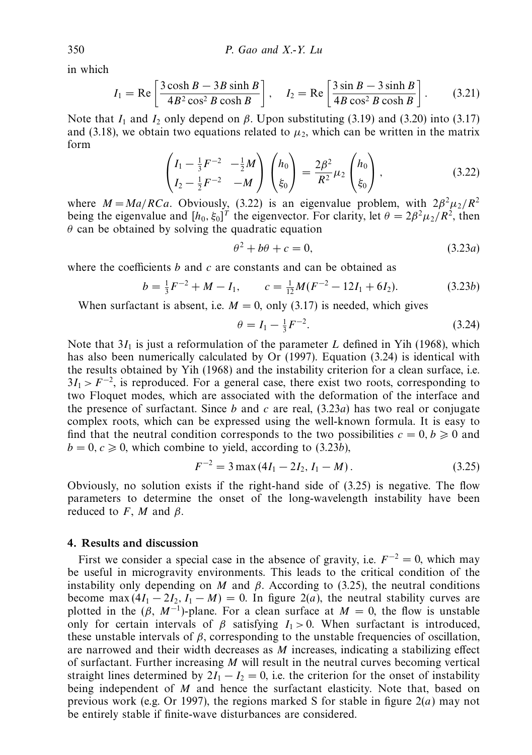in which

$$I_1 = \mathrm{Re}\left[\frac{3\cosh B - 3B\sinh B}{4B^2\cos^2 B\cosh B}\right], \quad I_2 = \mathrm{Re}\left[\frac{3\sin B - 3\sinh B}{4B\cos^2 B\cosh B}\right]. \tag{3.21}$$

Note that $I_1$ and $I_2$ only depend on $\beta$. Upon substituting (3.19) and (3.20) into (3.17) and (3.18), we obtain two equations related to $\mu_2$, which can be written in the matrix form

$$\begin{pmatrix} I_1 - \frac{1}{3}F^{-2} & -\frac{1}{2}M \\ I_2 - \frac{1}{2}F^{-2} & -M \end{pmatrix} \begin{pmatrix} h_0 \\ \xi_0 \end{pmatrix} = \frac{2\beta^2}{R^2}\mu_2 \begin{pmatrix} h_0 \\ \xi_0 \end{pmatrix}, \tag{3.22}$$

where $M = Ma/RCa$. Obviously, (3.22) is an eigenvalue problem, with $2\beta^2\mu_2/R^2$ being the eigenvalue and $[h_0, \xi_0]^T$ the eigenvector. For clarity, let $\theta = 2\beta^2\mu_2/R^2$, then $\theta$ can be obtained by solving the quadratic equation

$$\theta^2 + b\theta + c = 0, \tag{3.23a}$$

where the coefficients $b$ and $c$ are constants and can be obtained as

$$b = \tfrac{1}{3}F^{-2} + M - I_1, \qquad c = \tfrac{1}{12}M(F^{-2} - 12I_1 + 6I_2). \tag{3.23b}$$

When surfactant is absent, i.e. $M = 0$, only (3.17) is needed, which gives

$$\theta = I_1 - \tfrac{1}{3}F^{-2}. \tag{3.24}$$

Note that $3I_1$ is just a reformulation of the parameter $L$ defined in Yih (1968), which has also been numerically calculated by Or (1997). Equation (3.24) is identical with the results obtained by Yih (1968) and the instability criterion for a clean surface, i.e. $3I_1 > F^{-2}$, is reproduced. For a general case, there exist two roots, corresponding to two Floquet modes, which are associated with the deformation of the interface and the presence of surfactant. Since $b$ and $c$ are real, (3.23a) has two real or conjugate complex roots, which can be expressed using the well-known formula. It is easy to find that the neutral condition corresponds to the two possibilities $c = 0, b \geqslant 0$ and $b = 0, c \geqslant 0$, which combine to yield, according to (3.23b),

$$F^{-2} = 3\max(4I_1 - 2I_2, I_1 - M). \tag{3.25}$$

Obviously, no solution exists if the right-hand side of (3.25) is negative. The flow parameters to determine the onset of the long-wavelength instability have been reduced to $F$, $M$ and $\beta$.

## 4. Results and discussion

First we consider a special case in the absence of gravity, i.e. $F^{-2} = 0$, which may be useful in microgravity environments. This leads to the critical condition of the instability only depending on $M$ and $\beta$. According to (3.25), the neutral conditions become $\max(4I_1 - 2I_2, I_1 - M) = 0$. In figure 2(*a*), the neutral stability curves are plotted in the $(\beta, M^{-1})$-plane. For a clean surface at $M = 0$, the flow is unstable only for certain intervals of $\beta$ satisfying $I_1 > 0$. When surfactant is introduced, these unstable intervals of $\beta$, corresponding to the unstable frequencies of oscillation, are narrowed and their width decreases as $M$ increases, indicating a stabilizing effect of surfactant. Further increasing $M$ will result in the neutral curves becoming vertical straight lines determined by $2I_1 - I_2 = 0$, i.e. the criterion for the onset of instability being independent of $M$ and hence the surfactant elasticity. Note that, based on previous work (e.g. Or 1997), the regions marked S for stable in figure 2(*a*) may not be entirely stable if finite-wave disturbances are considered.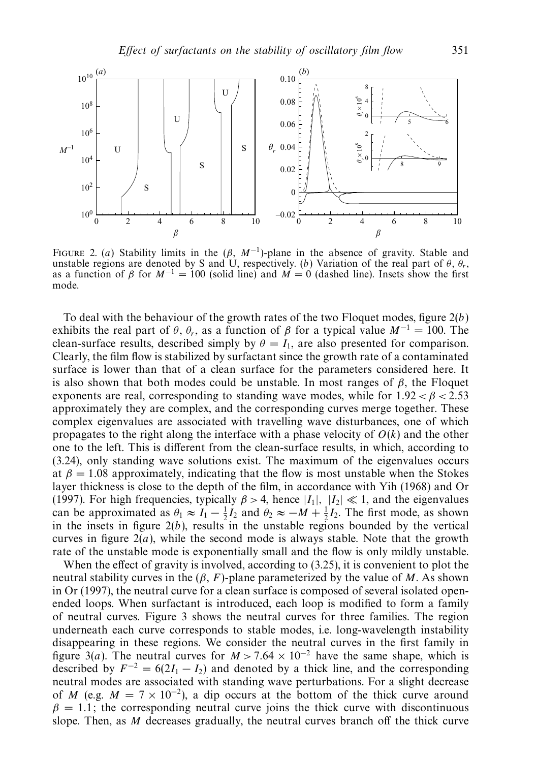FIGURE 2. (*a*) Stability limits in the $(\beta, M^{-1})$-plane in the absence of gravity. Stable and unstable regions are denoted by S and U, respectively. (*b*) Variation of the real part of $\theta$, $\theta_r$, as a function of $\beta$ for $M^{-1} = 100$ (solid line) and $M = 0$ (dashed line). Insets show the first mode.

To deal with the behaviour of the growth rates of the two Floquet modes, figure 2(*b*) exhibits the real part of $\theta$, $\theta_r$, as a function of $\beta$ for a typical value $M^{-1} = 100$. The clean-surface results, described simply by $\theta = I_1$, are also presented for comparison. Clearly, the film flow is stabilized by surfactant since the growth rate of a contaminated surface is lower than that of a clean surface for the parameters considered here. It is also shown that both modes could be unstable. In most ranges of $\beta$, the Floquet exponents are real, corresponding to standing wave modes, while for $1.92 < \beta < 2.53$ approximately they are complex, and the corresponding curves merge together. These complex eigenvalues are associated with travelling wave disturbances, one of which propagates to the right along the interface with a phase velocity of $O(k)$ and the other one to the left. This is different from the clean-surface results, in which, according to (3.24), only standing wave solutions exist. The maximum of the eigenvalues occurs at $\beta = 1.08$ approximately, indicating that the flow is most unstable when the Stokes layer thickness is close to the depth of the film, in accordance with Yih (1968) and Or (1997). For high frequencies, typically $\beta > 4$, hence $|I_1|$, $|I_2| \ll 1$, and the eigenvalues can be approximated as $\theta_1 \approx I_1 - \frac{1}{2}I_2$ and $\theta_2 \approx -M + \frac{1}{2}I_2$. The first mode, as shown in the insets in figure 2(*b*), results in the unstable regions bounded by the vertical curves in figure 2(*a*), while the second mode is always stable. Note that the growth rate of the unstable mode is exponentially small and the flow is only mildly unstable.

When the effect of gravity is involved, according to (3.25), it is convenient to plot the neutral stability curves in the $(\beta, F)$-plane parameterized by the value of $M$. As shown in Or (1997), the neutral curve for a clean surface is composed of several isolated open-ended loops. When surfactant is introduced, each loop is modified to form a family of neutral curves. Figure 3 shows the neutral curves for three families. The region underneath each curve corresponds to stable modes, i.e. long-wavelength instability disappearing in these regions. We consider the neutral curves in the first family in figure 3(*a*). The neutral curves for $M > 7.64 \times 10^{-2}$ have the same shape, which is described by $F^{-2} = 6(2I_1 - I_2)$ and denoted by a thick line, and the corresponding neutral modes are associated with standing wave perturbations. For a slight decrease of $M$ (e.g. $M = 7 \times 10^{-2}$), a dip occurs at the bottom of the thick curve around $\beta = 1.1$; the corresponding neutral curve joins the thick curve with discontinuous slope. Then, as $M$ decreases gradually, the neutral curves branch off the thick curve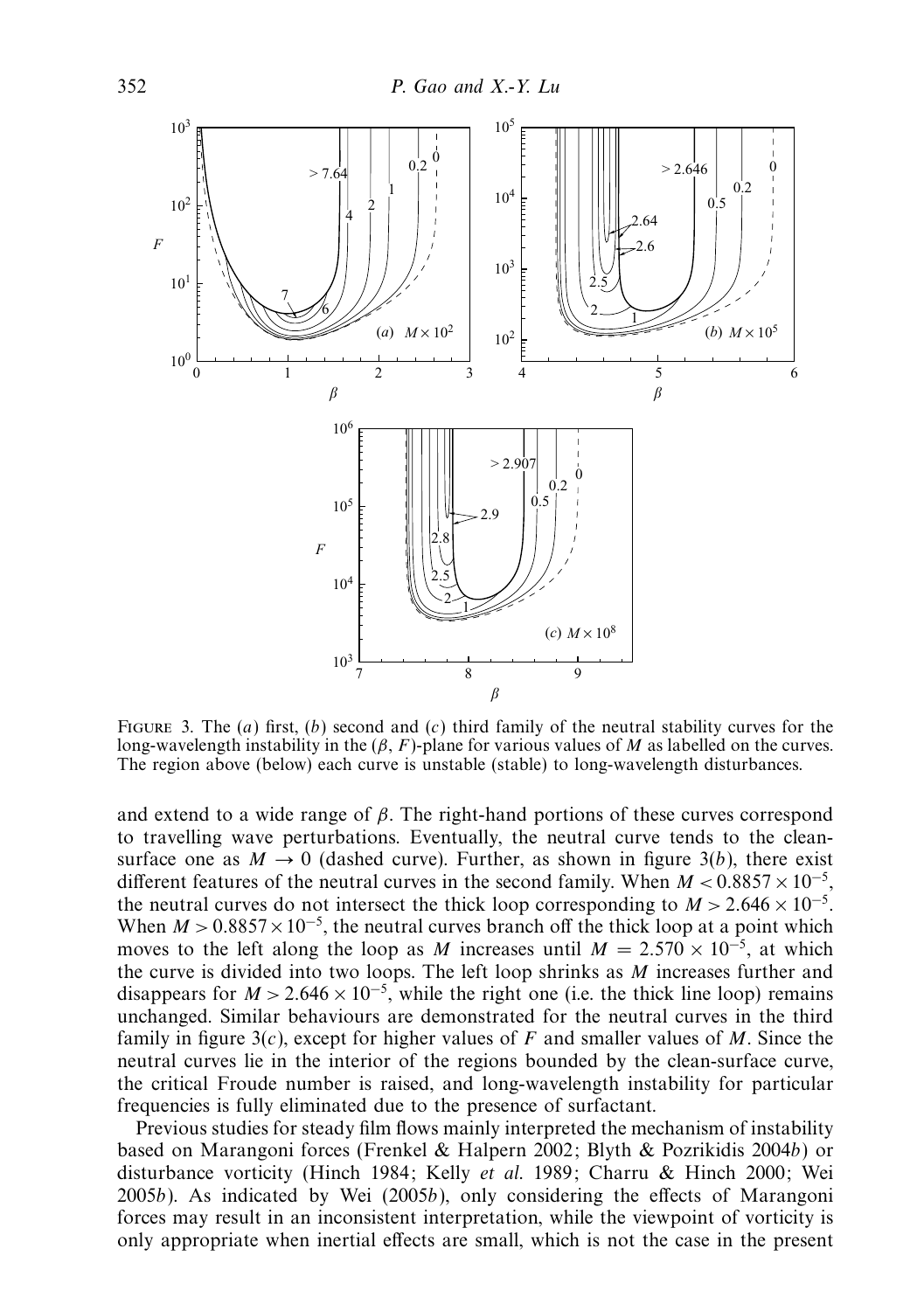FIGURE 3. The (*a*) first, (*b*) second and (*c*) third family of the neutral stability curves for the long-wavelength instability in the $(\beta, F)$-plane for various values of $M$ as labelled on the curves. The region above (below) each curve is unstable (stable) to long-wavelength disturbances.

and extend to a wide range of $\beta$. The right-hand portions of these curves correspond to travelling wave perturbations. Eventually, the neutral curve tends to the clean-surface one as $M \to 0$ (dashed curve). Further, as shown in figure 3(*b*), there exist different features of the neutral curves in the second family. When $M < 0.8857 \times 10^{-5}$, the neutral curves do not intersect the thick loop corresponding to $M > 2.646 \times 10^{-5}$. When $M > 0.8857 \times 10^{-5}$, the neutral curves branch off the thick loop at a point which moves to the left along the loop as $M$ increases until $M = 2.570 \times 10^{-5}$, at which the curve is divided into two loops. The left loop shrinks as $M$ increases further and disappears for $M > 2.646 \times 10^{-5}$, while the right one (i.e. the thick line loop) remains unchanged. Similar behaviours are demonstrated for the neutral curves in the third family in figure 3(*c*), except for higher values of $F$ and smaller values of $M$. Since the neutral curves lie in the interior of the regions bounded by the clean-surface curve, the critical Froude number is raised, and long-wavelength instability for particular frequencies is fully eliminated due to the presence of surfactant.

Previous studies for steady film flows mainly interpreted the mechanism of instability based on Marangoni forces (Frenkel & Halpern 2002; Blyth & Pozrikidis 2004*b*) or disturbance vorticity (Hinch 1984; Kelly *et al.* 1989; Charru & Hinch 2000; Wei 2005*b*). As indicated by Wei (2005*b*), only considering the effects of Marangoni forces may result in an inconsistent interpretation, while the viewpoint of vorticity is only appropriate when inertial effects are small, which is not the case in the present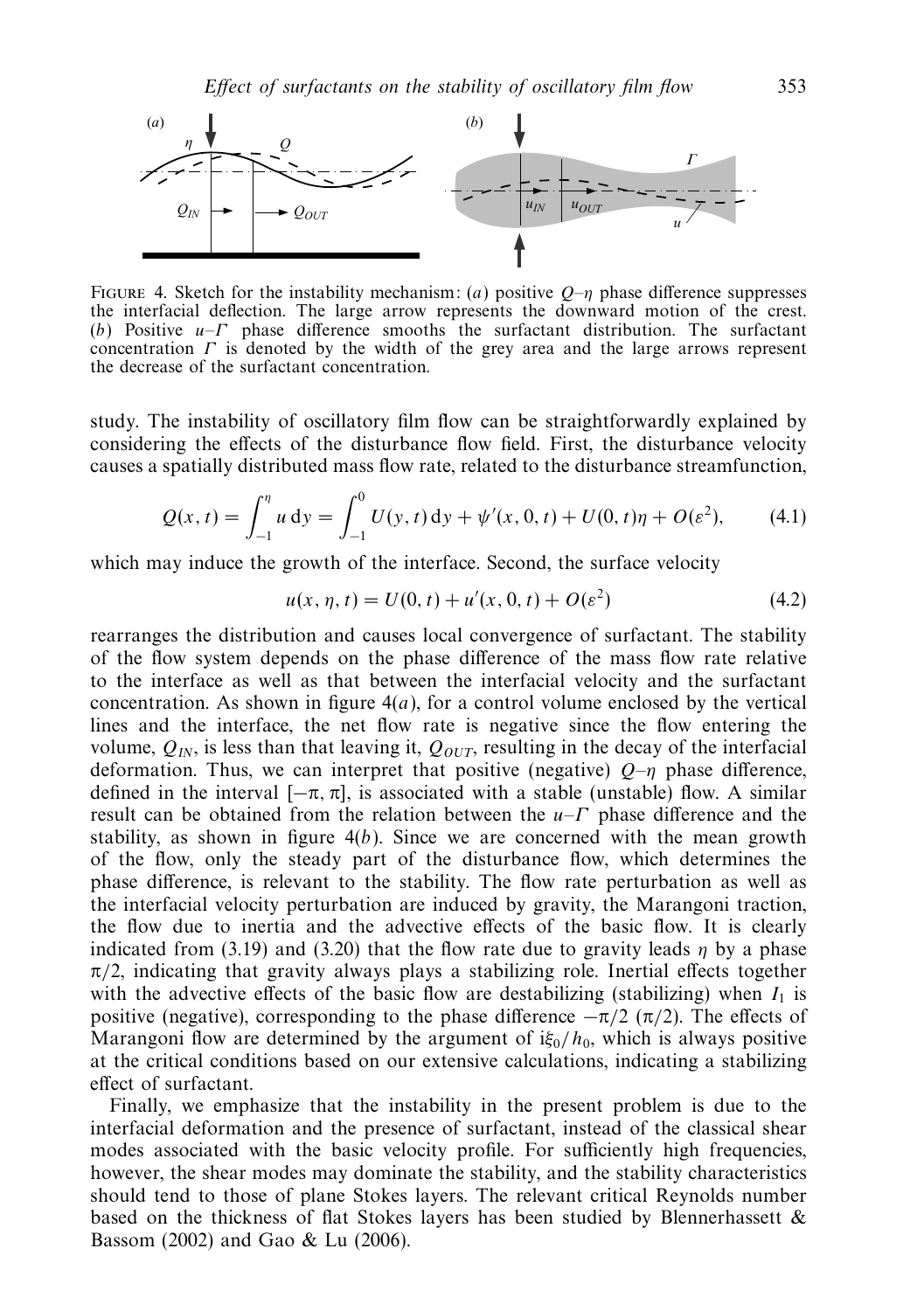FIGURE 4. Sketch for the instability mechanism: (*a*) positive $Q$–$\eta$ phase difference suppresses the interfacial deflection. The large arrow represents the downward motion of the crest. (*b*) Positive $u$–$\Gamma$ phase difference smooths the surfactant distribution. The surfactant concentration $\Gamma$ is denoted by the width of the grey area and the large arrows represent the decrease of the surfactant concentration.

study. The instability of oscillatory film flow can be straightforwardly explained by considering the effects of the disturbance flow field. First, the disturbance velocity causes a spatially distributed mass flow rate, related to the disturbance streamfunction,

$$Q(x,t) = \int_{-1}^{\eta} u \, \mathrm{d}y = \int_{-1}^{0} U(y,t)\, \mathrm{d}y + \psi'(x,0,t) + U(0,t)\eta + O(\varepsilon^2), \tag{4.1}$$

which may induce the growth of the interface. Second, the surface velocity

$$u(x,\eta,t) = U(0,t) + u'(x,0,t) + O(\varepsilon^2) \tag{4.2}$$

rearranges the distribution and causes local convergence of surfactant. The stability of the flow system depends on the phase difference of the mass flow rate relative to the interface as well as that between the interfacial velocity and the surfactant concentration. As shown in figure 4(*a*), for a control volume enclosed by the vertical lines and the interface, the net flow rate is negative since the flow entering the volume, $Q_{IN}$, is less than that leaving it, $Q_{OUT}$, resulting in the decay of the interfacial deformation. Thus, we can interpret that positive (negative) $Q$–$\eta$ phase difference, defined in the interval $[-\pi, \pi]$, is associated with a stable (unstable) flow. A similar result can be obtained from the relation between the $u$–$\Gamma$ phase difference and the stability, as shown in figure 4(*b*). Since we are concerned with the mean growth of the flow, only the steady part of the disturbance flow, which determines the phase difference, is relevant to the stability. The flow rate perturbation as well as the interfacial velocity perturbation are induced by gravity, the Marangoni traction, the flow due to inertia and the advective effects of the basic flow. It is clearly indicated from (3.19) and (3.20) that the flow rate due to gravity leads $\eta$ by a phase $\pi/2$, indicating that gravity always plays a stabilizing role. Inertial effects together with the advective effects of the basic flow are destabilizing (stabilizing) when $I_1$ is positive (negative), corresponding to the phase difference $-\pi/2$ ($\pi/2$). The effects of Marangoni flow are determined by the argument of $\mathrm{i}\xi_0/h_0$, which is always positive at the critical conditions based on our extensive calculations, indicating a stabilizing effect of surfactant.

Finally, we emphasize that the instability in the present problem is due to the interfacial deformation and the presence of surfactant, instead of the classical shear modes associated with the basic velocity profile. For sufficiently high frequencies, however, the shear modes may dominate the stability, and the stability characteristics should tend to those of plane Stokes layers. The relevant critical Reynolds number based on the thickness of flat Stokes layers has been studied by Blennerhassett & Bassom (2002) and Gao & Lu (2006).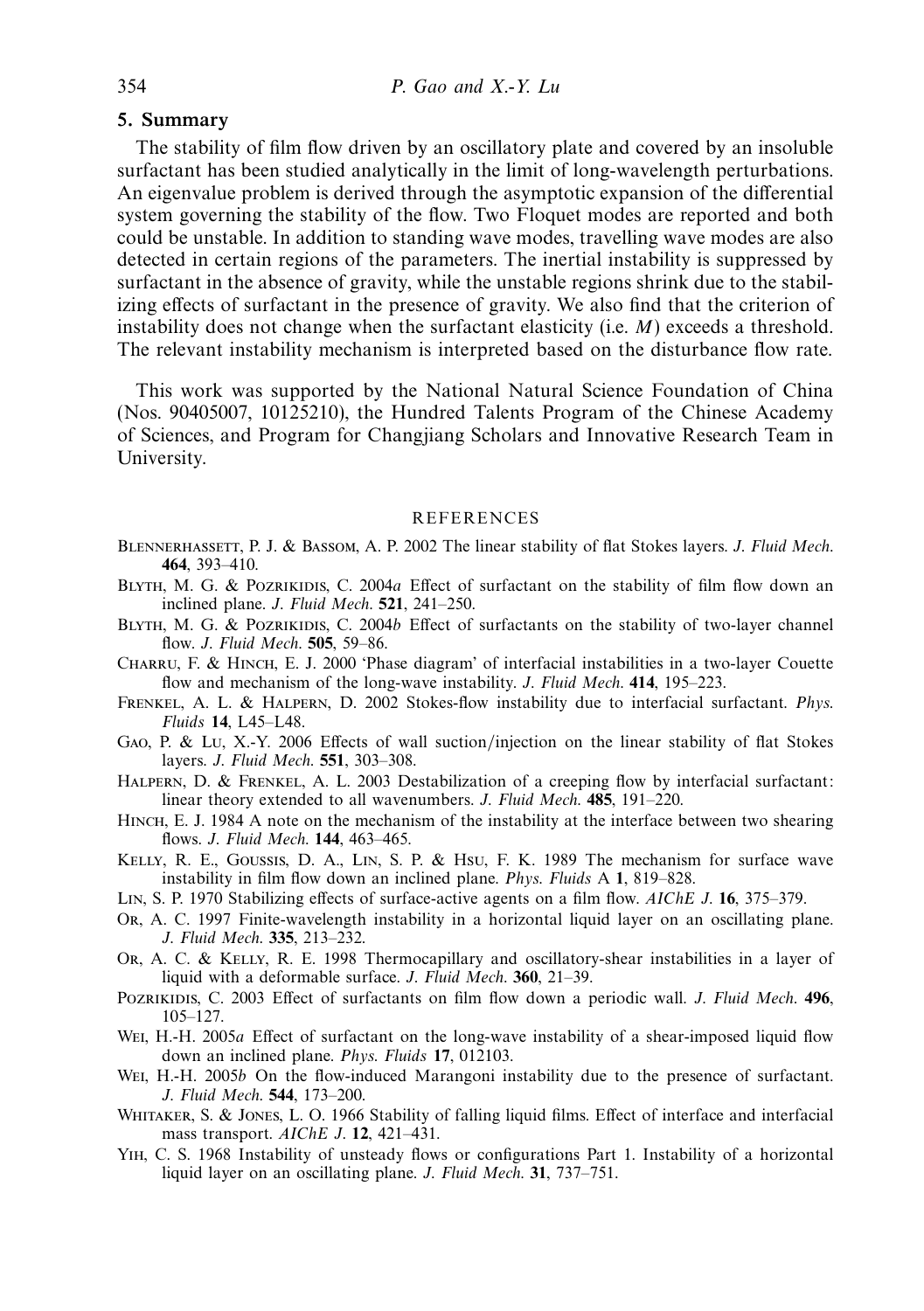## 5. Summary

The stability of film flow driven by an oscillatory plate and covered by an insoluble surfactant has been studied analytically in the limit of long-wavelength perturbations. An eigenvalue problem is derived through the asymptotic expansion of the differential system governing the stability of the flow. Two Floquet modes are reported and both could be unstable. In addition to standing wave modes, travelling wave modes are also detected in certain regions of the parameters. The inertial instability is suppressed by surfactant in the absence of gravity, while the unstable regions shrink due to the stabilizing effects of surfactant in the presence of gravity. We also find that the criterion of instability does not change when the surfactant elasticity (i.e. $M$) exceeds a threshold. The relevant instability mechanism is interpreted based on the disturbance flow rate.

This work was supported by the National Natural Science Foundation of China (Nos. 90405007, 10125210), the Hundred Talents Program of the Chinese Academy of Sciences, and Program for Changjiang Scholars and Innovative Research Team in University.

## REFERENCES

Blennerhassett, P. J. & Bassom, A. P. 2002 The linear stability of flat Stokes layers. *J. Fluid Mech.* **464**, 393–410.

Blyth, M. G. & Pozrikidis, C. 2004*a* Effect of surfactant on the stability of film flow down an inclined plane. *J. Fluid Mech.* **521**, 241–250.

Blyth, M. G. & Pozrikidis, C. 2004*b* Effect of surfactants on the stability of two-layer channel flow. *J. Fluid Mech.* **505**, 59–86.

Charru, F. & Hinch, E. J. 2000 'Phase diagram' of interfacial instabilities in a two-layer Couette flow and mechanism of the long-wave instability. *J. Fluid Mech.* **414**, 195–223.

Frenkel, A. L. & Halpern, D. 2002 Stokes-flow instability due to interfacial surfactant. *Phys. Fluids* **14**, L45–L48.

Gao, P. & Lu, X.-Y. 2006 Effects of wall suction/injection on the linear stability of flat Stokes layers. *J. Fluid Mech.* **551**, 303–308.

Halpern, D. & Frenkel, A. L. 2003 Destabilization of a creeping flow by interfacial surfactant: linear theory extended to all wavenumbers. *J. Fluid Mech.* **485**, 191–220.

Hinch, E. J. 1984 A note on the mechanism of the instability at the interface between two shearing flows. *J. Fluid Mech.* **144**, 463–465.

Kelly, R. E., Goussis, D. A., Lin, S. P. & Hsu, F. K. 1989 The mechanism for surface wave instability in film flow down an inclined plane. *Phys. Fluids* A **1**, 819–828.

Lin, S. P. 1970 Stabilizing effects of surface-active agents on a film flow. *AIChE J.* **16**, 375–379.

Or, A. C. 1997 Finite-wavelength instability in a horizontal liquid layer on an oscillating plane. *J. Fluid Mech.* **335**, 213–232.

Or, A. C. & Kelly, R. E. 1998 Thermocapillary and oscillatory-shear instabilities in a layer of liquid with a deformable surface. *J. Fluid Mech.* **360**, 21–39.

Pozrikidis, C. 2003 Effect of surfactants on film flow down a periodic wall. *J. Fluid Mech.* **496**, 105–127.

Wei, H.-H. 2005*a* Effect of surfactant on the long-wave instability of a shear-imposed liquid flow down an inclined plane. *Phys. Fluids* **17**, 012103.

Wei, H.-H. 2005*b* On the flow-induced Marangoni instability due to the presence of surfactant. *J. Fluid Mech.* **544**, 173–200.

Whitaker, S. & Jones, L. O. 1966 Stability of falling liquid films. Effect of interface and interfacial mass transport. *AIChE J.* **12**, 421–431.

Yih, C. S. 1968 Instability of unsteady flows or configurations Part 1. Instability of a horizontal liquid layer on an oscillating plane. *J. Fluid Mech.* **31**, 737–751.